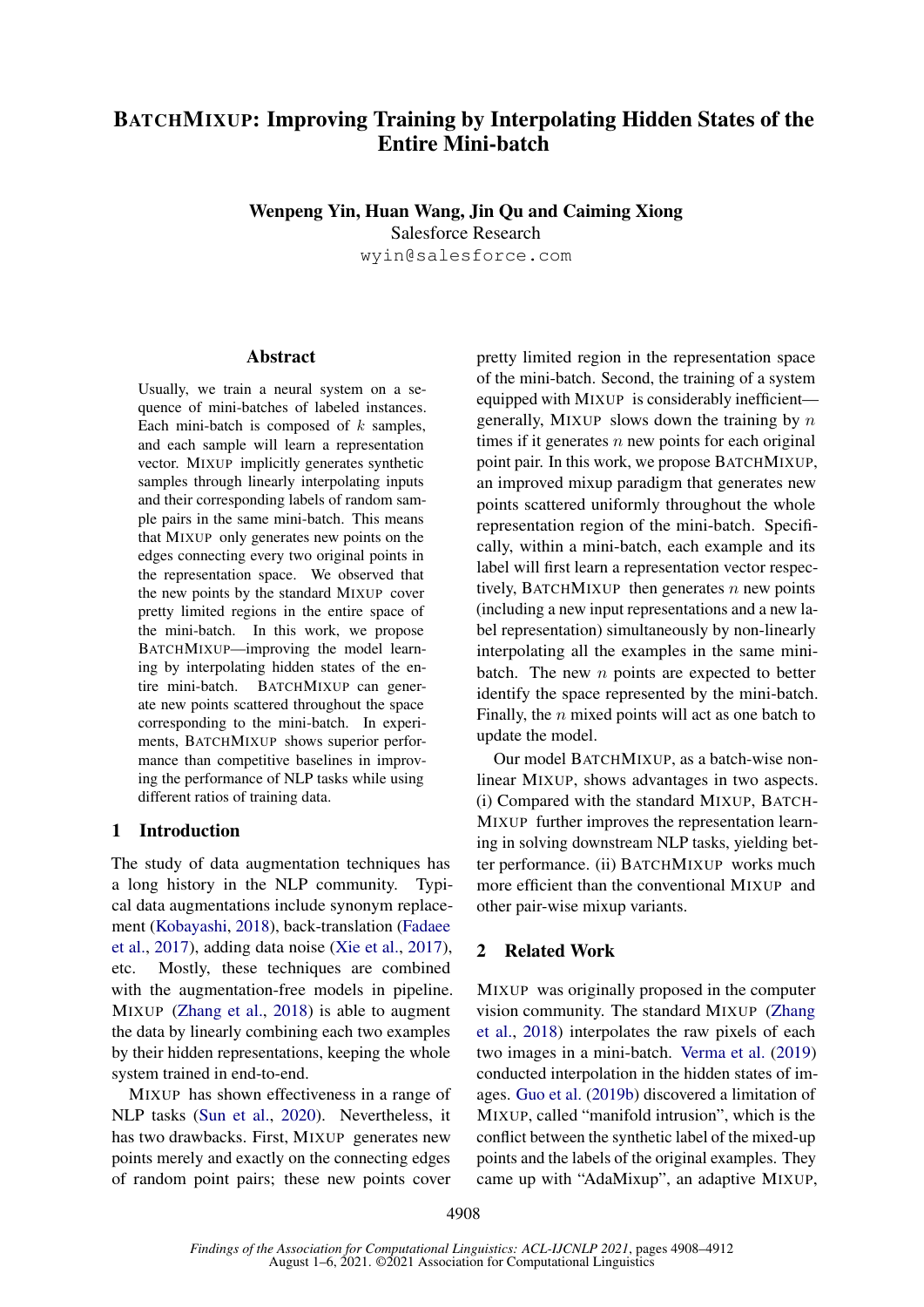# BATCHMIXUP: Improving Training by Interpolating Hidden States of the Entire Mini-batch

**Wenpeng Yin, Huan Wang, Jin Qu and Caiming Xiong**
Salesforce Research
wyin@salesforce.com

## Abstract

Usually, we train a neural system on a sequence of mini-batches of labeled instances. Each mini-batch is composed of $k$ samples, and each sample will learn a representation vector. MIXUP implicitly generates synthetic samples through linearly interpolating inputs and their corresponding labels of random sample pairs in the same mini-batch. This means that MIXUP only generates new points on the edges connecting every two original points in the representation space. We observed that the new points by the standard MIXUP cover pretty limited regions in the entire space of the mini-batch. In this work, we propose BATCHMIXUP—improving the model learning by interpolating hidden states of the entire mini-batch. BATCHMIXUP can generate new points scattered throughout the space corresponding to the mini-batch. In experiments, BATCHMIXUP shows superior performance than competitive baselines in improving the performance of NLP tasks while using different ratios of training data.

## 1 Introduction

The study of data augmentation techniques has a long history in the NLP community. Typical data augmentations include synonym replacement (Kobayashi, 2018), back-translation (Fadaee et al., 2017), adding data noise (Xie et al., 2017), etc. Mostly, these techniques are combined with the augmentation-free models in pipeline. MIXUP (Zhang et al., 2018) is able to augment the data by linearly combining each two examples by their hidden representations, keeping the whole system trained in end-to-end.

MIXUP has shown effectiveness in a range of NLP tasks (Sun et al., 2020). Nevertheless, it has two drawbacks. First, MIXUP generates new points merely and exactly on the connecting edges of random point pairs; these new points cover pretty limited region in the representation space of the mini-batch. Second, the training of a system equipped with MIXUP is considerably inefficient—generally, MIXUP slows down the training by $n$ times if it generates $n$ new points for each original point pair. In this work, we propose BATCHMIXUP, an improved mixup paradigm that generates new points scattered uniformly throughout the whole representation region of the mini-batch. Specifically, within a mini-batch, each example and its label will first learn a representation vector respectively, BATCHMIXUP then generates $n$ new points (including a new input representations and a new label representation) simultaneously by non-linearly interpolating all the examples in the same mini-batch. The new $n$ points are expected to better identify the space represented by the mini-batch. Finally, the $n$ mixed points will act as one batch to update the model.

Our model BATCHMIXUP, as a batch-wise non-linear MIXUP, shows advantages in two aspects. (i) Compared with the standard MIXUP, BATCHMIXUP further improves the representation learning in solving downstream NLP tasks, yielding better performance. (ii) BATCHMIXUP works much more efficient than the conventional MIXUP and other pair-wise mixup variants.

## 2 Related Work

MIXUP was originally proposed in the computer vision community. The standard MIXUP (Zhang et al., 2018) interpolates the raw pixels of each two images in a mini-batch. Verma et al. (2019) conducted interpolation in the hidden states of images. Guo et al. (2019b) discovered a limitation of MIXUP, called "manifold intrusion", which is the conflict between the synthetic label of the mixed-up points and the labels of the original examples. They came up with "AdaMixup", an adaptive MIXUP,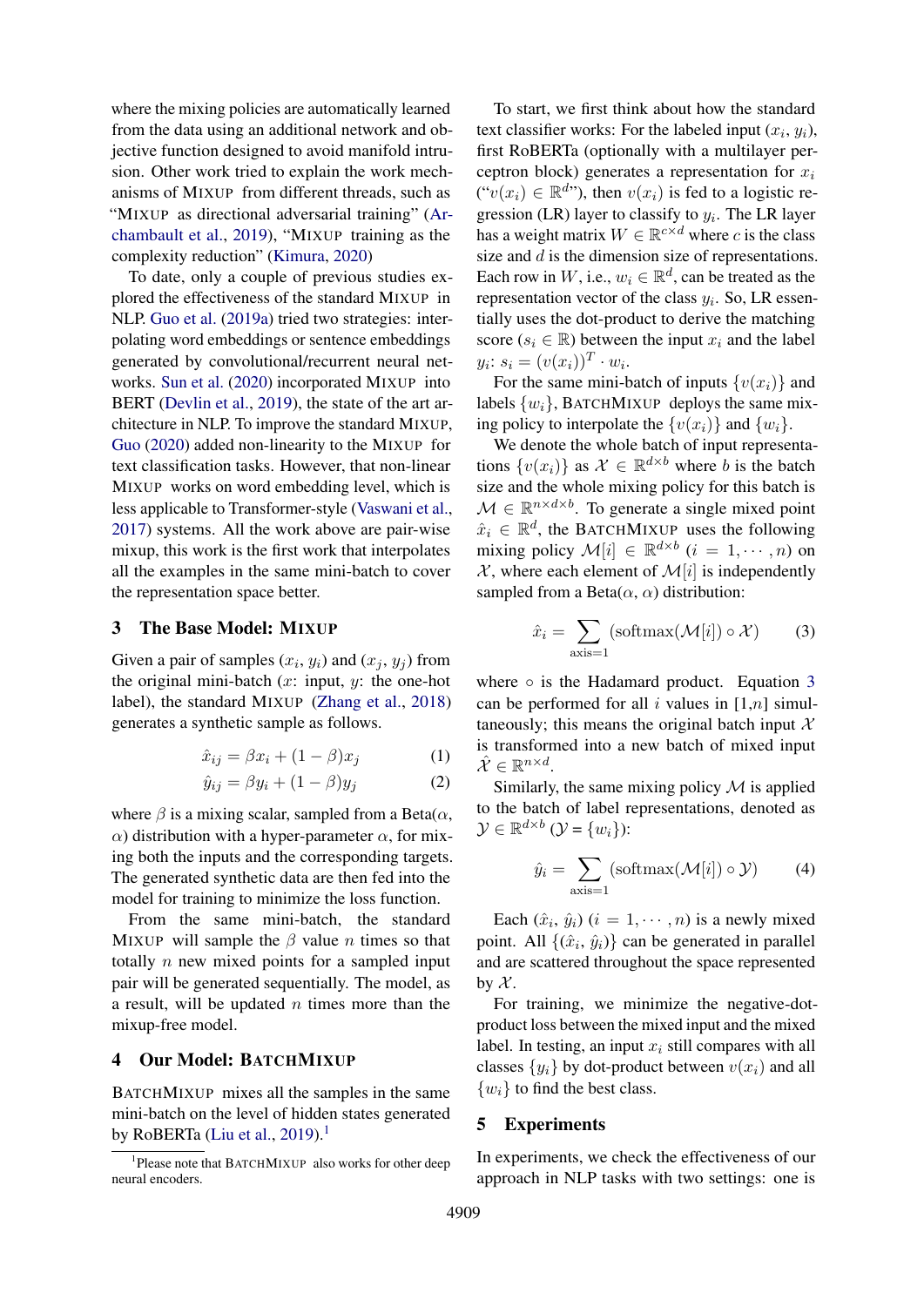where the mixing policies are automatically learned from the data using an additional network and objective function designed to avoid manifold intrusion. Other work tried to explain the work mechanisms of MIXUP from different threads, such as "MIXUP as directional adversarial training" (Archambault et al., 2019), "MIXUP training as the complexity reduction" (Kimura, 2020)

To date, only a couple of previous studies explored the effectiveness of the standard MIXUP in NLP. Guo et al. (2019a) tried two strategies: interpolating word embeddings or sentence embeddings generated by convolutional/recurrent neural networks. Sun et al. (2020) incorporated MIXUP into BERT (Devlin et al., 2019), the state of the art architecture in NLP. To improve the standard MIXUP, Guo (2020) added non-linearity to the MIXUP for text classification tasks. However, that non-linear MIXUP works on word embedding level, which is less applicable to Transformer-style (Vaswani et al., 2017) systems. All the work above are pair-wise mixup, this work is the first work that interpolates all the examples in the same mini-batch to cover the representation space better.

## 3 The Base Model: MIXUP

Given a pair of samples ($x_i$, $y_i$) and ($x_j$, $y_j$) from the original mini-batch ($x$: input, $y$: the one-hot label), the standard MIXUP (Zhang et al., 2018) generates a synthetic sample as follows.

$$\hat{x}_{ij} = \beta x_i + (1-\beta)x_j \tag{1}$$

$$\hat{y}_{ij} = \beta y_i + (1-\beta)y_j \tag{2}$$

where $\beta$ is a mixing scalar, sampled from a Beta($\alpha$, $\alpha$) distribution with a hyper-parameter $\alpha$, for mixing both the inputs and the corresponding targets. The generated synthetic data are then fed into the model for training to minimize the loss function.

From the same mini-batch, the standard MIXUP will sample the $\beta$ value $n$ times so that totally $n$ new mixed points for a sampled input pair will be generated sequentially. The model, as a result, will be updated $n$ times more than the mixup-free model.

## 4 Our Model: BATCHMIXUP

BATCHMIXUP mixes all the samples in the same mini-batch on the level of hidden states generated by RoBERTa (Liu et al., 2019).[1]

[1]Please note that BATCHMIXUP also works for other deep neural encoders.

To start, we first think about how the standard text classifier works: For the labeled input ($x_i$, $y_i$), first RoBERTa (optionally with a multilayer perceptron block) generates a representation for $x_i$ ("$v(x_i) \in \mathbb{R}^d$"), then $v(x_i)$ is fed to a logistic regression (LR) layer to classify to $y_i$. The LR layer has a weight matrix $W \in \mathbb{R}^{c\times d}$ where $c$ is the class size and $d$ is the dimension size of representations. Each row in $W$, i.e., $w_i \in \mathbb{R}^d$, can be treated as the representation vector of the class $y_i$. So, LR essentially uses the dot-product to derive the matching score ($s_i \in \mathbb{R}$) between the input $x_i$ and the label $y_i$: $s_i = (v(x_i))^T \cdot w_i$.

For the same mini-batch of inputs $\{v(x_i)\}$ and labels $\{w_i\}$, BATCHMIXUP deploys the same mixing policy to interpolate the $\{v(x_i)\}$ and $\{w_i\}$.

We denote the whole batch of input representations $\{v(x_i)\}$ as $\mathcal{X} \in \mathbb{R}^{d\times b}$ where $b$ is the batch size and the whole mixing policy for this batch is $\mathcal{M} \in \mathbb{R}^{n\times d\times b}$. To generate a single mixed point $\hat{x}_i \in \mathbb{R}^d$, the BATCHMIXUP uses the following mixing policy $\mathcal{M}[i] \in \mathbb{R}^{d\times b}$ ($i = 1, \cdots, n$) on $\mathcal{X}$, where each element of $\mathcal{M}[i]$ is independently sampled from a Beta($\alpha$, $\alpha$) distribution:

$$\hat{x}_i = \sum_{\text{axis}=1} (\text{softmax}(\mathcal{M}[i]) \circ \mathcal{X}) \tag{3}$$

where $\circ$ is the Hadamard product. Equation 3 can be performed for all $i$ values in [1,$n$] simultaneously; this means the original batch input $\mathcal{X}$ is transformed into a new batch of mixed input $\hat{\mathcal{X}} \in \mathbb{R}^{n\times d}$.

Similarly, the same mixing policy $\mathcal{M}$ is applied to the batch of label representations, denoted as $\mathcal{Y} \in \mathbb{R}^{d\times b}$ ($\mathcal{Y} = \{w_i\}$):

$$\hat{y}_i = \sum_{\text{axis}=1} (\text{softmax}(\mathcal{M}[i]) \circ \mathcal{Y}) \tag{4}$$

Each ($\hat{x}_i$, $\hat{y}_i$) ($i = 1, \cdots, n$) is a newly mixed point. All $\{(\hat{x}_i, \hat{y}_i)\}$ can be generated in parallel and are scattered throughout the space represented by $\mathcal{X}$.

For training, we minimize the negative-dot-product loss between the mixed input and the mixed label. In testing, an input $x_i$ still compares with all classes $\{y_i\}$ by dot-product between $v(x_i)$ and all $\{w_i\}$ to find the best class.

## 5 Experiments

In experiments, we check the effectiveness of our approach in NLP tasks with two settings: one is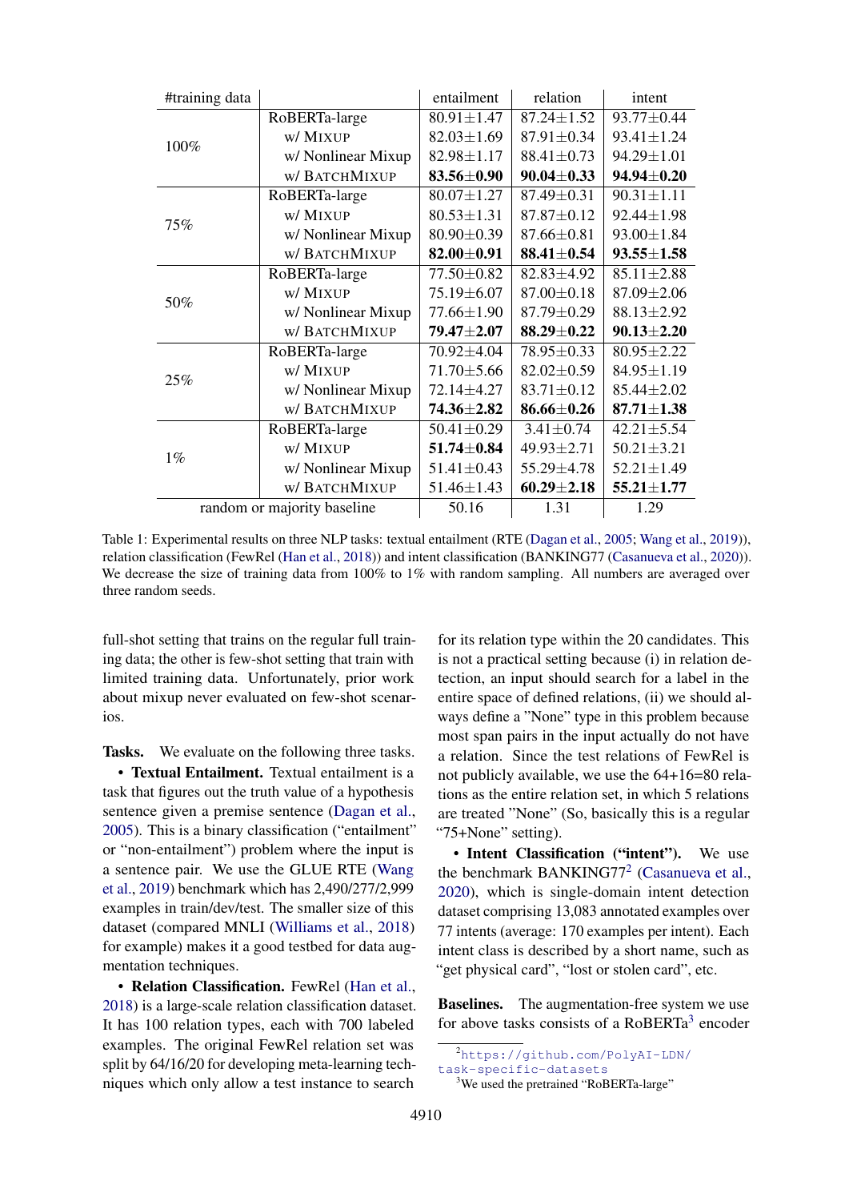| #training data | | entailment | relation | intent |
|---|---|---|---|---|
| 100% | RoBERTa-large | 80.91±1.47 | 87.24±1.52 | 93.77±0.44 |
| | w/ MIXUP | 82.03±1.69 | 87.91±0.34 | 93.41±1.24 |
| | w/ Nonlinear Mixup | 82.98±1.17 | 88.41±0.73 | 94.29±1.01 |
| | w/ BATCHMIXUP | **83.56±0.90** | **90.04±0.33** | **94.94±0.20** |
| 75% | RoBERTa-large | 80.07±1.27 | 87.49±0.31 | 90.31±1.11 |
| | w/ MIXUP | 80.53±1.31 | 87.87±0.12 | 92.44±1.98 |
| | w/ Nonlinear Mixup | 80.90±0.39 | 87.66±0.81 | 93.00±1.84 |
| | w/ BATCHMIXUP | **82.00±0.91** | **88.41±0.54** | **93.55±1.58** |
| 50% | RoBERTa-large | 77.50±0.82 | 82.83±4.92 | 85.11±2.88 |
| | w/ MIXUP | 75.19±6.07 | 87.00±0.18 | 87.09±2.06 |
| | w/ Nonlinear Mixup | 77.66±1.90 | 87.79±0.29 | 88.13±2.92 |
| | w/ BATCHMIXUP | **79.47±2.07** | **88.29±0.22** | **90.13±2.20** |
| 25% | RoBERTa-large | 70.92±4.04 | 78.95±0.33 | 80.95±2.22 |
| | w/ MIXUP | 71.70±5.66 | 82.02±0.59 | 84.95±1.19 |
| | w/ Nonlinear Mixup | 72.14±4.27 | 83.71±0.12 | 85.44±2.02 |
| | w/ BATCHMIXUP | **74.36±2.82** | **86.66±0.26** | **87.71±1.38** |
| 1% | RoBERTa-large | 50.41±0.29 | 3.41±0.74 | 42.21±5.54 |
| | w/ MIXUP | **51.74±0.84** | 49.93±2.71 | 50.21±3.21 |
| | w/ Nonlinear Mixup | 51.41±0.43 | 55.29±4.78 | 52.21±1.49 |
| | w/ BATCHMIXUP | 51.46±1.43 | **60.29±2.18** | **55.21±1.77** |
| random or majority baseline | | 50.16 | 1.31 | 1.29 |

Table 1: Experimental results on three NLP tasks: textual entailment (RTE (Dagan et al., 2005; Wang et al., 2019)), relation classification (FewRel (Han et al., 2018)) and intent classification (BANKING77 (Casanueva et al., 2020)). We decrease the size of training data from 100% to 1% with random sampling. All numbers are averaged over three random seeds.

full-shot setting that trains on the regular full training data; the other is few-shot setting that train with limited training data. Unfortunately, prior work about mixup never evaluated on few-shot scenarios.

**Tasks.** We evaluate on the following three tasks.

- **Textual Entailment.** Textual entailment is a task that figures out the truth value of a hypothesis sentence given a premise sentence (Dagan et al., 2005). This is a binary classification ("entailment" or "non-entailment") problem where the input is a sentence pair. We use the GLUE RTE (Wang et al., 2019) benchmark which has 2,490/277/2,999 examples in train/dev/test. The smaller size of this dataset (compared MNLI (Williams et al., 2018) for example) makes it a good testbed for data augmentation techniques.

- **Relation Classification.** FewRel (Han et al., 2018) is a large-scale relation classification dataset. It has 100 relation types, each with 700 labeled examples. The original FewRel relation set was split by 64/16/20 for developing meta-learning techniques which only allow a test instance to search for its relation type within the 20 candidates. This is not a practical setting because (i) in relation detection, an input should search for a label in the entire space of defined relations, (ii) we should always define a "None" type in this problem because most span pairs in the input actually do not have a relation. Since the test relations of FewRel is not publicly available, we use the 64+16=80 relations as the entire relation set, in which 5 relations are treated "None" (So, basically this is a regular "75+None" setting).

- **Intent Classification ("intent").** We use the benchmark BANKING77[2] (Casanueva et al., 2020), which is single-domain intent detection dataset comprising 13,083 annotated examples over 77 intents (average: 170 examples per intent). Each intent class is described by a short name, such as "get physical card", "lost or stolen card", etc.

**Baselines.** The augmentation-free system we use for above tasks consists of a RoBERTa[3] encoder

[2] https://github.com/PolyAI-LDN/task-specific-datasets

[3] We used the pretrained "RoBERTa-large"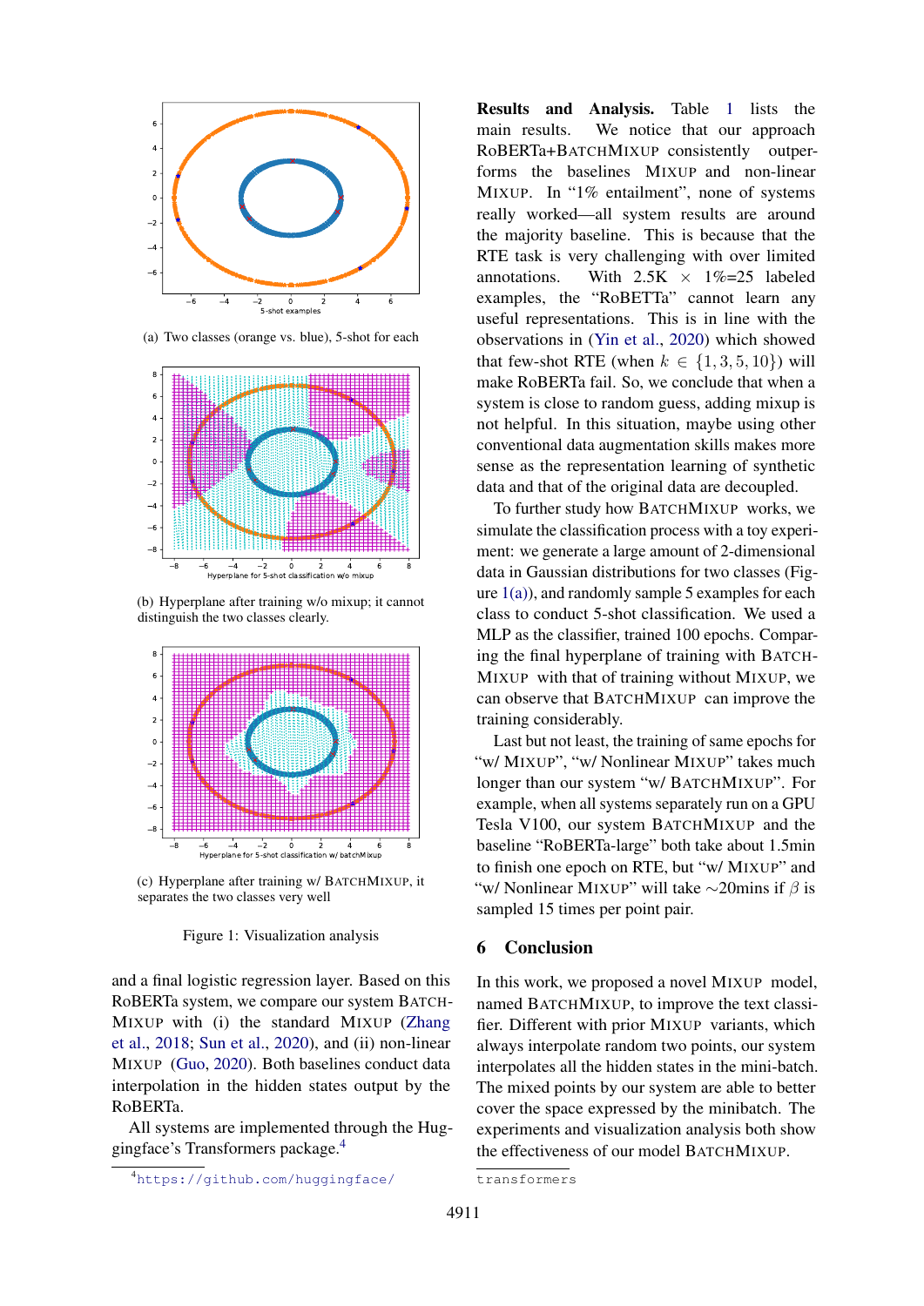(a) Two classes (orange vs. blue), 5-shot for each

(b) Hyperplane after training w/o mixup; it cannot distinguish the two classes clearly.

(c) Hyperplane after training w/ BATCHMIXUP, it separates the two classes very well

Figure 1: Visualization analysis

and a final logistic regression layer. Based on this RoBERTa system, we compare our system BATCHMIXUP with (i) the standard MIXUP (Zhang et al., 2018; Sun et al., 2020), and (ii) non-linear MIXUP (Guo, 2020). Both baselines conduct data interpolation in the hidden states output by the RoBERTa.

All systems are implemented through the Huggingface's Transformers package.[4]

[4] https://github.com/huggingface/transformers

**Results and Analysis.** Table 1 lists the main results. We notice that our approach RoBERTa+BATCHMIXUP consistently outperforms the baselines MIXUP and non-linear MIXUP. In "1% entailment", none of systems really worked—all system results are around the majority baseline. This is because that the RTE task is very challenging with over limited annotations. With 2.5K $\times$ 1%=25 labeled examples, the "RoBETTa" cannot learn any useful representations. This is in line with the observations in (Yin et al., 2020) which showed that few-shot RTE (when $k \in \{1, 3, 5, 10\}$) will make RoBERTa fail. So, we conclude that when a system is close to random guess, adding mixup is not helpful. In this situation, maybe using other conventional data augmentation skills makes more sense as the representation learning of synthetic data and that of the original data are decoupled.

To further study how BATCHMIXUP works, we simulate the classification process with a toy experiment: we generate a large amount of 2-dimensional data in Gaussian distributions for two classes (Figure 1(a)), and randomly sample 5 examples for each class to conduct 5-shot classification. We used a MLP as the classifier, trained 100 epochs. Comparing the final hyperplane of training with BATCHMIXUP with that of training without MIXUP, we can observe that BATCHMIXUP can improve the training considerably.

Last but not least, the training of same epochs for "w/ MIXUP", "w/ Nonlinear MIXUP" takes much longer than our system "w/ BATCHMIXUP". For example, when all systems separately run on a GPU Tesla V100, our system BATCHMIXUP and the baseline "RoBERTa-large" both take about 1.5min to finish one epoch on RTE, but "w/ MIXUP" and "w/ Nonlinear MIXUP" will take ∼20mins if $\beta$ is sampled 15 times per point pair.

## 6 Conclusion

In this work, we proposed a novel MIXUP model, named BATCHMIXUP, to improve the text classifier. Different with prior MIXUP variants, which always interpolate random two points, our system interpolates all the hidden states in the mini-batch. The mixed points by our system are able to better cover the space expressed by the minibatch. The experiments and visualization analysis both show the effectiveness of our model BATCHMIXUP.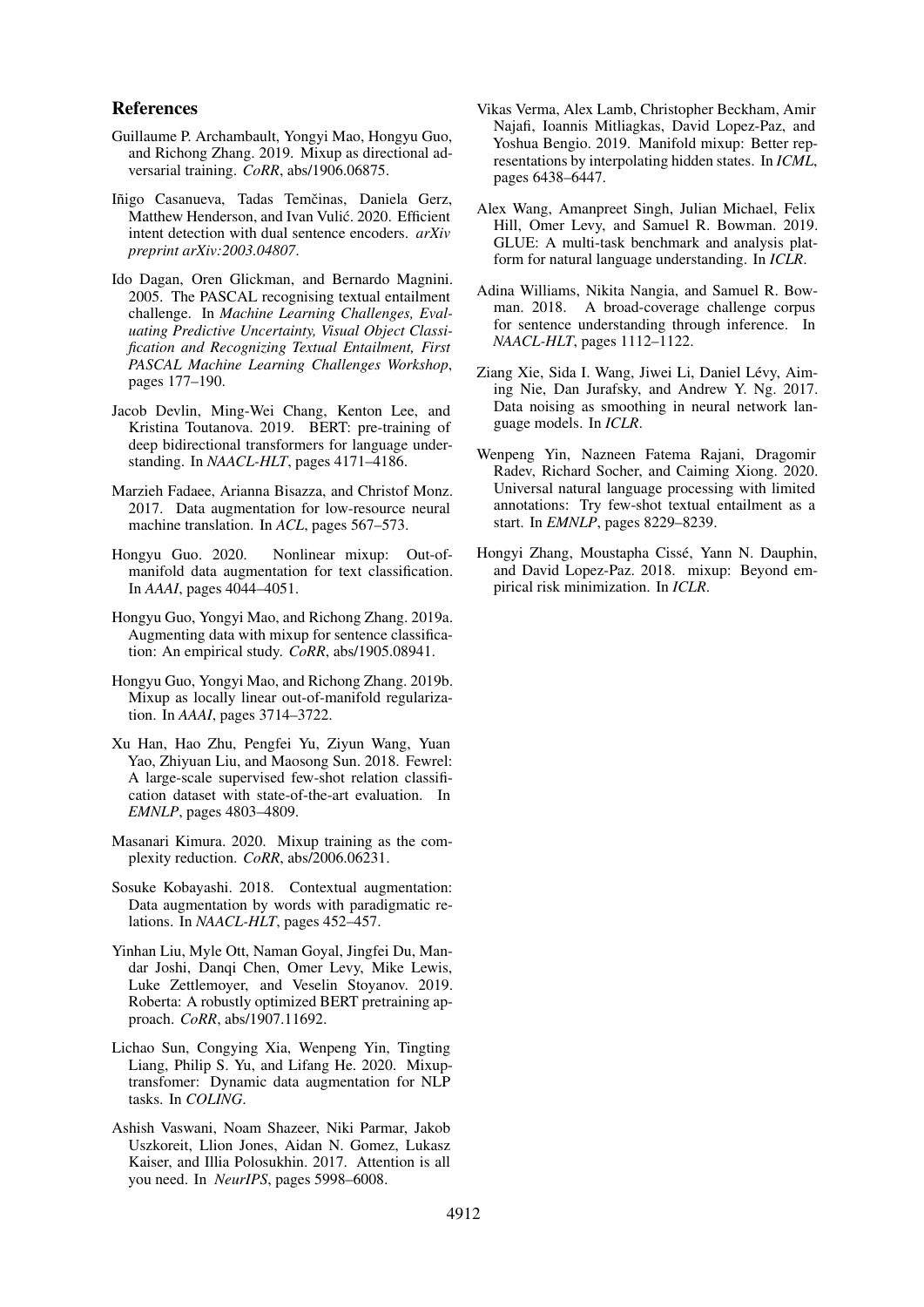## References

Guillaume P. Archambault, Yongyi Mao, Hongyu Guo, and Richong Zhang. 2019. Mixup as directional adversarial training. *CoRR*, abs/1906.06875.

Iñigo Casanueva, Tadas Temčinas, Daniela Gerz, Matthew Henderson, and Ivan Vulić. 2020. Efficient intent detection with dual sentence encoders. *arXiv preprint arXiv:2003.04807*.

Ido Dagan, Oren Glickman, and Bernardo Magnini. 2005. The PASCAL recognising textual entailment challenge. In *Machine Learning Challenges, Evaluating Predictive Uncertainty, Visual Object Classification and Recognizing Textual Entailment, First PASCAL Machine Learning Challenges Workshop*, pages 177–190.

Jacob Devlin, Ming-Wei Chang, Kenton Lee, and Kristina Toutanova. 2019. BERT: pre-training of deep bidirectional transformers for language understanding. In *NAACL-HLT*, pages 4171–4186.

Marzieh Fadaee, Arianna Bisazza, and Christof Monz. 2017. Data augmentation for low-resource neural machine translation. In *ACL*, pages 567–573.

Hongyu Guo. 2020. Nonlinear mixup: Out-of-manifold data augmentation for text classification. In *AAAI*, pages 4044–4051.

Hongyu Guo, Yongyi Mao, and Richong Zhang. 2019a. Augmenting data with mixup for sentence classification: An empirical study. *CoRR*, abs/1905.08941.

Hongyu Guo, Yongyi Mao, and Richong Zhang. 2019b. Mixup as locally linear out-of-manifold regularization. In *AAAI*, pages 3714–3722.

Xu Han, Hao Zhu, Pengfei Yu, Ziyun Wang, Yuan Yao, Zhiyuan Liu, and Maosong Sun. 2018. Fewrel: A large-scale supervised few-shot relation classification dataset with state-of-the-art evaluation. In *EMNLP*, pages 4803–4809.

Masanari Kimura. 2020. Mixup training as the complexity reduction. *CoRR*, abs/2006.06231.

Sosuke Kobayashi. 2018. Contextual augmentation: Data augmentation by words with paradigmatic relations. In *NAACL-HLT*, pages 452–457.

Yinhan Liu, Myle Ott, Naman Goyal, Jingfei Du, Mandar Joshi, Danqi Chen, Omer Levy, Mike Lewis, Luke Zettlemoyer, and Veselin Stoyanov. 2019. Roberta: A robustly optimized BERT pretraining approach. *CoRR*, abs/1907.11692.

Lichao Sun, Congying Xia, Wenpeng Yin, Tingting Liang, Philip S. Yu, and Lifang He. 2020. Mixup-transfomer: Dynamic data augmentation for NLP tasks. In *COLING*.

Ashish Vaswani, Noam Shazeer, Niki Parmar, Jakob Uszkoreit, Llion Jones, Aidan N. Gomez, Lukasz Kaiser, and Illia Polosukhin. 2017. Attention is all you need. In *NeurIPS*, pages 5998–6008.

Vikas Verma, Alex Lamb, Christopher Beckham, Amir Najafi, Ioannis Mitliagkas, David Lopez-Paz, and Yoshua Bengio. 2019. Manifold mixup: Better representations by interpolating hidden states. In *ICML*, pages 6438–6447.

Alex Wang, Amanpreet Singh, Julian Michael, Felix Hill, Omer Levy, and Samuel R. Bowman. 2019. GLUE: A multi-task benchmark and analysis platform for natural language understanding. In *ICLR*.

Adina Williams, Nikita Nangia, and Samuel R. Bowman. 2018. A broad-coverage challenge corpus for sentence understanding through inference. In *NAACL-HLT*, pages 1112–1122.

Ziang Xie, Sida I. Wang, Jiwei Li, Daniel Lévy, Aiming Nie, Dan Jurafsky, and Andrew Y. Ng. 2017. Data noising as smoothing in neural network language models. In *ICLR*.

Wenpeng Yin, Nazneen Fatema Rajani, Dragomir Radev, Richard Socher, and Caiming Xiong. 2020. Universal natural language processing with limited annotations: Try few-shot textual entailment as a start. In *EMNLP*, pages 8229–8239.

Hongyi Zhang, Moustapha Cissé, Yann N. Dauphin, and David Lopez-Paz. 2018. mixup: Beyond empirical risk minimization. In *ICLR*.